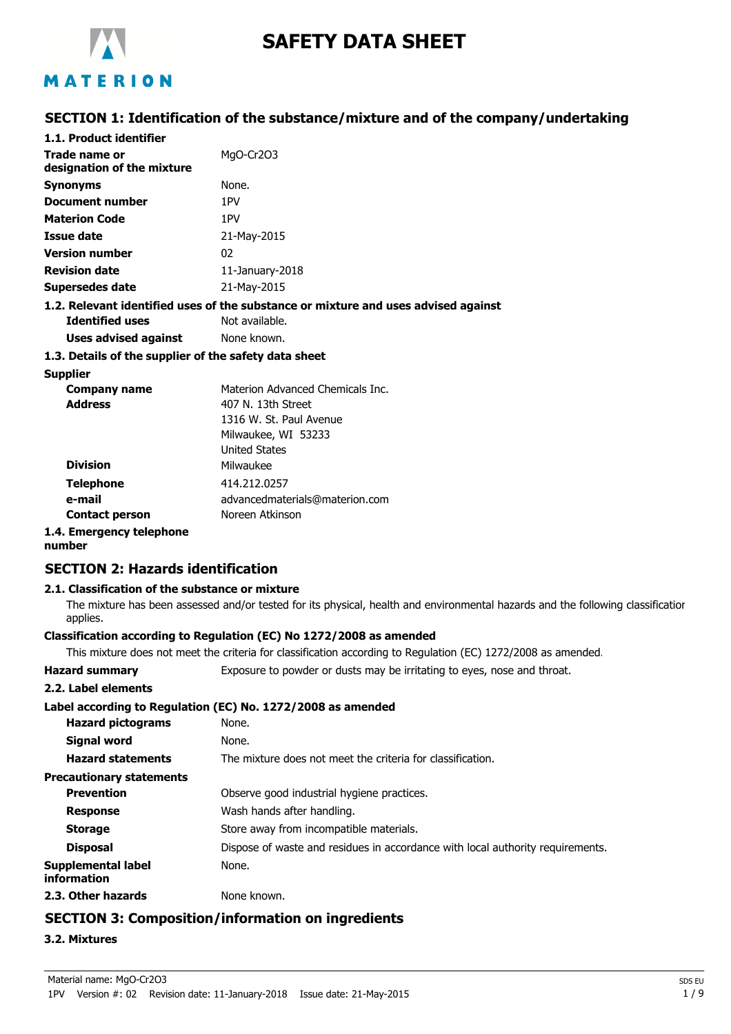# SAFETY DATA SHEET

## SECTION 1: Identification of the substance/mixture and of the company/undertaking

### 1.1. Product identifier

| | |
|---|---|
| **Trade name or designation of the mixture** | MgO-Cr2O3 |
| **Synonyms** | None. |
| **Document number** | 1PV |
| **Materion Code** | 1PV |
| **Issue date** | 21-May-2015 |
| **Version number** | 02 |
| **Revision date** | 11-January-2018 |
| **Supersedes date** | 21-May-2015 |

### 1.2. Relevant identified uses of the substance or mixture and uses advised against

| | |
|---|---|
| **Identified uses** | Not available. |
| **Uses advised against** | None known. |

### 1.3. Details of the supplier of the safety data sheet

**Supplier**

| | |
|---|---|
| **Company name** | Materion Advanced Chemicals Inc. |
| **Address** | 407 N. 13th Street<br>1316 W. St. Paul Avenue<br>Milwaukee, WI 53233<br>United States |
| **Division** | Milwaukee |
| **Telephone** | 414.212.0257 |
| **e-mail** | advancedmaterials@materion.com |
| **Contact person** | Noreen Atkinson |

### 1.4. Emergency telephone number

## SECTION 2: Hazards identification

### 2.1. Classification of the substance or mixture

The mixture has been assessed and/or tested for its physical, health and environmental hazards and the following classification applies.

**Classification according to Regulation (EC) No 1272/2008 as amended**

This mixture does not meet the criteria for classification according to Regulation (EC) 1272/2008 as amended.

**Hazard summary** Exposure to powder or dusts may be irritating to eyes, nose and throat.

### 2.2. Label elements

**Label according to Regulation (EC) No. 1272/2008 as amended**

| | |
|---|---|
| **Hazard pictograms** | None. |
| **Signal word** | None. |
| **Hazard statements** | The mixture does not meet the criteria for classification. |

**Precautionary statements**

| | |
|---|---|
| **Prevention** | Observe good industrial hygiene practices. |
| **Response** | Wash hands after handling. |
| **Storage** | Store away from incompatible materials. |
| **Disposal** | Dispose of waste and residues in accordance with local authority requirements. |
| **Supplemental label information** | None. |

### 2.3. Other hazards

None known.

## SECTION 3: Composition/information on ingredients

### 3.2. Mixtures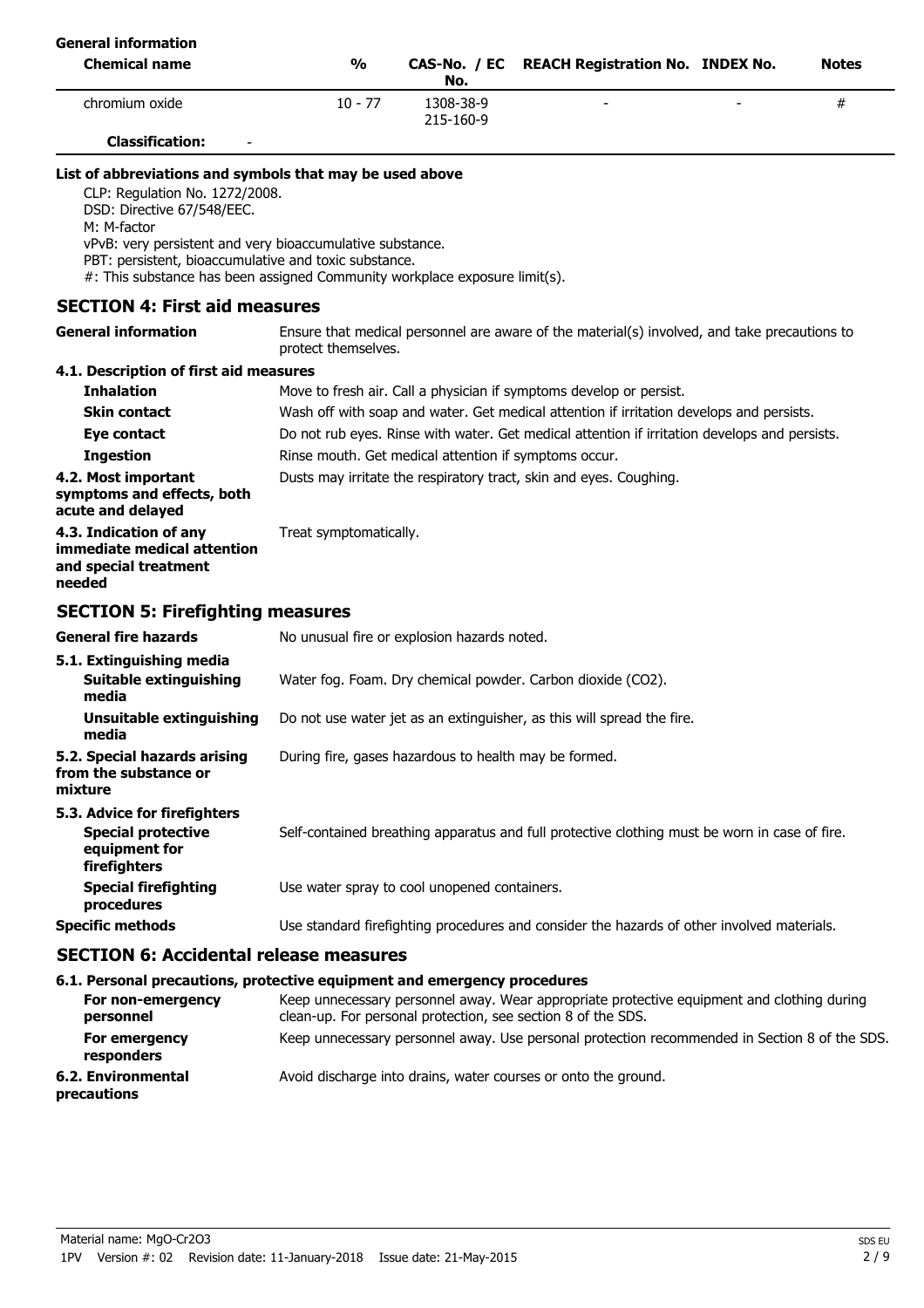**General information**

| Chemical name | % | CAS-No. / EC No. | REACH Registration No. | INDEX No. | Notes |
| --- | --- | --- | --- | --- | --- |
| chromium oxide | 10 - 77 | 1308-38-9<br>215-160-9 | - | - | # |
| **Classification:** | - | | | | |

**List of abbreviations and symbols that may be used above**

CLP: Regulation No. 1272/2008.
DSD: Directive 67/548/EEC.
M: M-factor
vPvB: very persistent and very bioaccumulative substance.
PBT: persistent, bioaccumulative and toxic substance.
#: This substance has been assigned Community workplace exposure limit(s).

## SECTION 4: First aid measures

**General information** Ensure that medical personnel are aware of the material(s) involved, and take precautions to protect themselves.

**4.1. Description of first aid measures**

**Inhalation** Move to fresh air. Call a physician if symptoms develop or persist.

**Skin contact** Wash off with soap and water. Get medical attention if irritation develops and persists.

**Eye contact** Do not rub eyes. Rinse with water. Get medical attention if irritation develops and persists.

**Ingestion** Rinse mouth. Get medical attention if symptoms occur.

**4.2. Most important symptoms and effects, both acute and delayed** Dusts may irritate the respiratory tract, skin and eyes. Coughing.

**4.3. Indication of any immediate medical attention and special treatment needed** Treat symptomatically.

## SECTION 5: Firefighting measures

**General fire hazards** No unusual fire or explosion hazards noted.

**5.1. Extinguishing media**

**Suitable extinguishing media** Water fog. Foam. Dry chemical powder. Carbon dioxide ($CO_2$).

**Unsuitable extinguishing media** Do not use water jet as an extinguisher, as this will spread the fire.

**5.2. Special hazards arising from the substance or mixture** During fire, gases hazardous to health may be formed.

**5.3. Advice for firefighters**

**Special protective equipment for firefighters** Self-contained breathing apparatus and full protective clothing must be worn in case of fire.

**Special firefighting procedures** Use water spray to cool unopened containers.

**Specific methods** Use standard firefighting procedures and consider the hazards of other involved materials.

## SECTION 6: Accidental release measures

**6.1. Personal precautions, protective equipment and emergency procedures**

**For non-emergency personnel** Keep unnecessary personnel away. Wear appropriate protective equipment and clothing during clean-up. For personal protection, see section 8 of the SDS.

**For emergency responders** Keep unnecessary personnel away. Use personal protection recommended in Section 8 of the SDS.

**6.2. Environmental precautions** Avoid discharge into drains, water courses or onto the ground.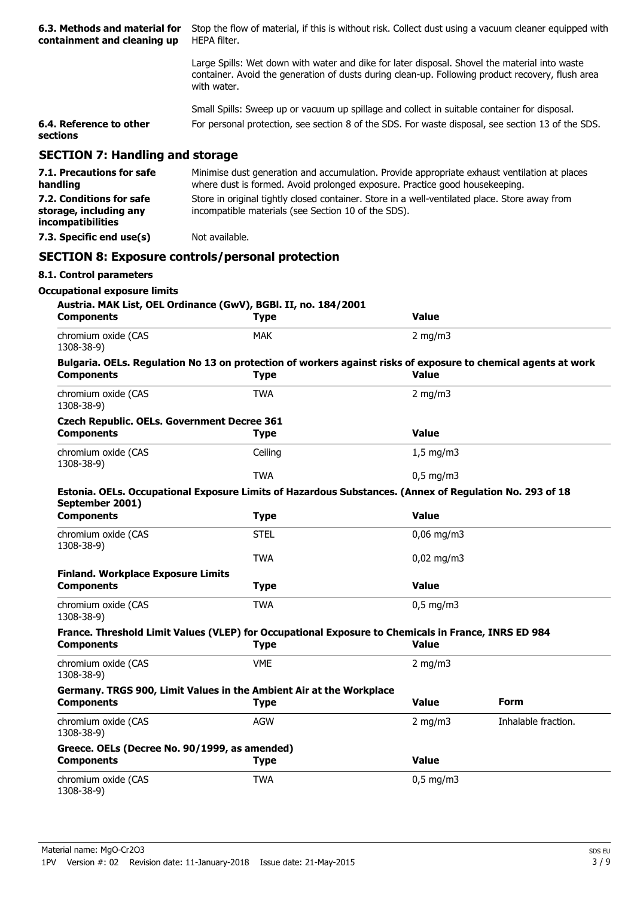| | |
|---|---|
| **6.3. Methods and material for containment and cleaning up** | Stop the flow of material, if this is without risk. Collect dust using a vacuum cleaner equipped with HEPA filter. |
| | Large Spills: Wet down with water and dike for later disposal. Shovel the material into waste container. Avoid the generation of dusts during clean-up. Following product recovery, flush area with water. |
| | Small Spills: Sweep up or vacuum up spillage and collect in suitable container for disposal. |
| **6.4. Reference to other sections** | For personal protection, see section 8 of the SDS. For waste disposal, see section 13 of the SDS. |

## SECTION 7: Handling and storage

| | |
|---|---|
| **7.1. Precautions for safe handling** | Minimise dust generation and accumulation. Provide appropriate exhaust ventilation at places where dust is formed. Avoid prolonged exposure. Practice good housekeeping. |
| **7.2. Conditions for safe storage, including any incompatibilities** | Store in original tightly closed container. Store in a well-ventilated place. Store away from incompatible materials (see Section 10 of the SDS). |
| **7.3. Specific end use(s)** | Not available. |

## SECTION 8: Exposure controls/personal protection

### 8.1. Control parameters

**Occupational exposure limits**

**Austria. MAK List, OEL Ordinance (GwV), BGBl. II, no. 184/2001**

| Components | Type | Value |
|---|---|---|
| chromium oxide (CAS 1308-38-9) | MAK | 2 mg/m3 |

**Bulgaria. OELs. Regulation No 13 on protection of workers against risks of exposure to chemical agents at work**

| Components | Type | Value |
|---|---|---|
| chromium oxide (CAS 1308-38-9) | TWA | 2 mg/m3 |

**Czech Republic. OELs. Government Decree 361**

| Components | Type | Value |
|---|---|---|
| chromium oxide (CAS 1308-38-9) | Ceiling | 1,5 mg/m3 |
| | TWA | 0,5 mg/m3 |

**Estonia. OELs. Occupational Exposure Limits of Hazardous Substances. (Annex of Regulation No. 293 of 18 September 2001)**

| Components | Type | Value |
|---|---|---|
| chromium oxide (CAS 1308-38-9) | STEL | 0,06 mg/m3 |
| | TWA | 0,02 mg/m3 |

**Finland. Workplace Exposure Limits**

| Components | Type | Value |
|---|---|---|
| chromium oxide (CAS 1308-38-9) | TWA | 0,5 mg/m3 |

**France. Threshold Limit Values (VLEP) for Occupational Exposure to Chemicals in France, INRS ED 984**

| Components | Type | Value |
|---|---|---|
| chromium oxide (CAS 1308-38-9) | VME | 2 mg/m3 |

**Germany. TRGS 900, Limit Values in the Ambient Air at the Workplace**

| Components | Type | Value | Form |
|---|---|---|---|
| chromium oxide (CAS 1308-38-9) | AGW | 2 mg/m3 | Inhalable fraction. |

**Greece. OELs (Decree No. 90/1999, as amended)**

| Components | Type | Value |
|---|---|---|
| chromium oxide (CAS 1308-38-9) | TWA | 0,5 mg/m3 |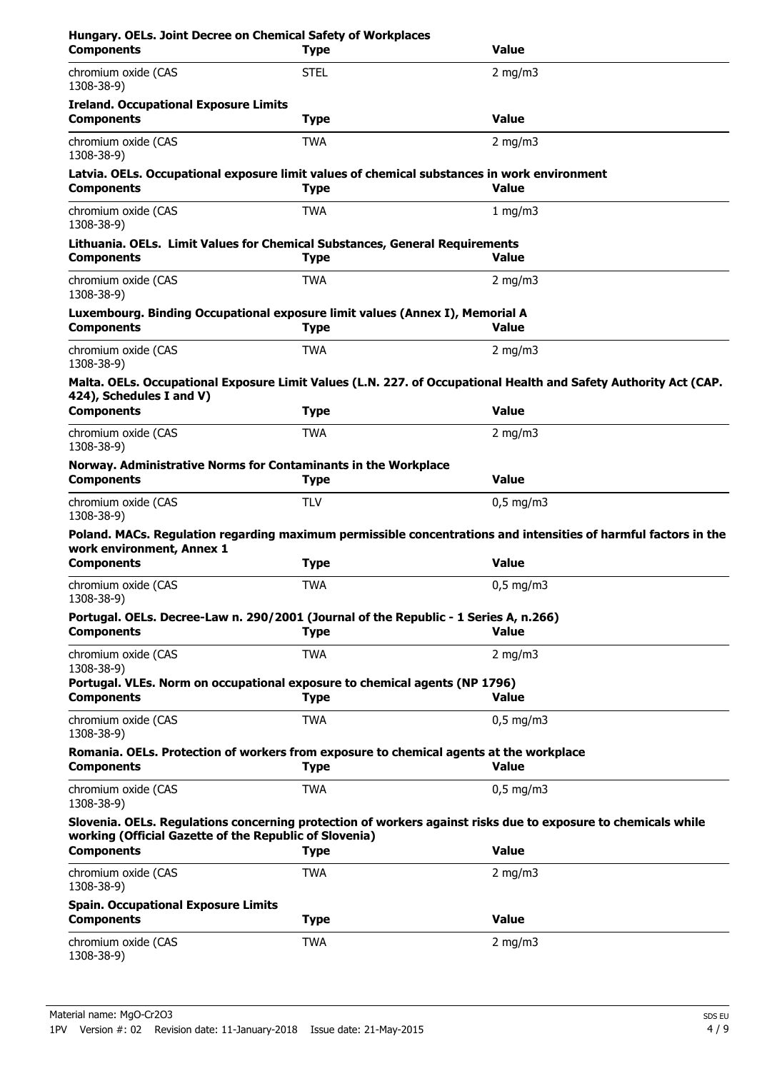**Hungary. OELs. Joint Decree on Chemical Safety of Workplaces**

| Components | Type | Value |
|---|---|---|
| chromium oxide (CAS 1308-38-9) | STEL | 2 mg/m3 |

**Ireland. Occupational Exposure Limits**

| Components | Type | Value |
|---|---|---|
| chromium oxide (CAS 1308-38-9) | TWA | 2 mg/m3 |

**Latvia. OELs. Occupational exposure limit values of chemical substances in work environment**

| Components | Type | Value |
|---|---|---|
| chromium oxide (CAS 1308-38-9) | TWA | 1 mg/m3 |

**Lithuania. OELs. Limit Values for Chemical Substances, General Requirements**

| Components | Type | Value |
|---|---|---|
| chromium oxide (CAS 1308-38-9) | TWA | 2 mg/m3 |

**Luxembourg. Binding Occupational exposure limit values (Annex I), Memorial A**

| Components | Type | Value |
|---|---|---|
| chromium oxide (CAS 1308-38-9) | TWA | 2 mg/m3 |

**Malta. OELs. Occupational Exposure Limit Values (L.N. 227. of Occupational Health and Safety Authority Act (CAP. 424), Schedules I and V)**

| Components | Type | Value |
|---|---|---|
| chromium oxide (CAS 1308-38-9) | TWA | 2 mg/m3 |

**Norway. Administrative Norms for Contaminants in the Workplace**

| Components | Type | Value |
|---|---|---|
| chromium oxide (CAS 1308-38-9) | TLV | 0,5 mg/m3 |

**Poland. MACs. Regulation regarding maximum permissible concentrations and intensities of harmful factors in the work environment, Annex 1**

| Components | Type | Value |
|---|---|---|
| chromium oxide (CAS 1308-38-9) | TWA | 0,5 mg/m3 |

**Portugal. OELs. Decree-Law n. 290/2001 (Journal of the Republic - 1 Series A, n.266)**

| Components | Type | Value |
|---|---|---|
| chromium oxide (CAS 1308-38-9) | TWA | 2 mg/m3 |

**Portugal. VLEs. Norm on occupational exposure to chemical agents (NP 1796)**

| Components | Type | Value |
|---|---|---|
| chromium oxide (CAS 1308-38-9) | TWA | 0,5 mg/m3 |

**Romania. OELs. Protection of workers from exposure to chemical agents at the workplace**

| Components | Type | Value |
|---|---|---|
| chromium oxide (CAS 1308-38-9) | TWA | 0,5 mg/m3 |

**Slovenia. OELs. Regulations concerning protection of workers against risks due to exposure to chemicals while working (Official Gazette of the Republic of Slovenia)**

| Components | Type | Value |
|---|---|---|
| chromium oxide (CAS 1308-38-9) | TWA | 2 mg/m3 |

**Spain. Occupational Exposure Limits**

| Components | Type | Value |
|---|---|---|
| chromium oxide (CAS 1308-38-9) | TWA | 2 mg/m3 |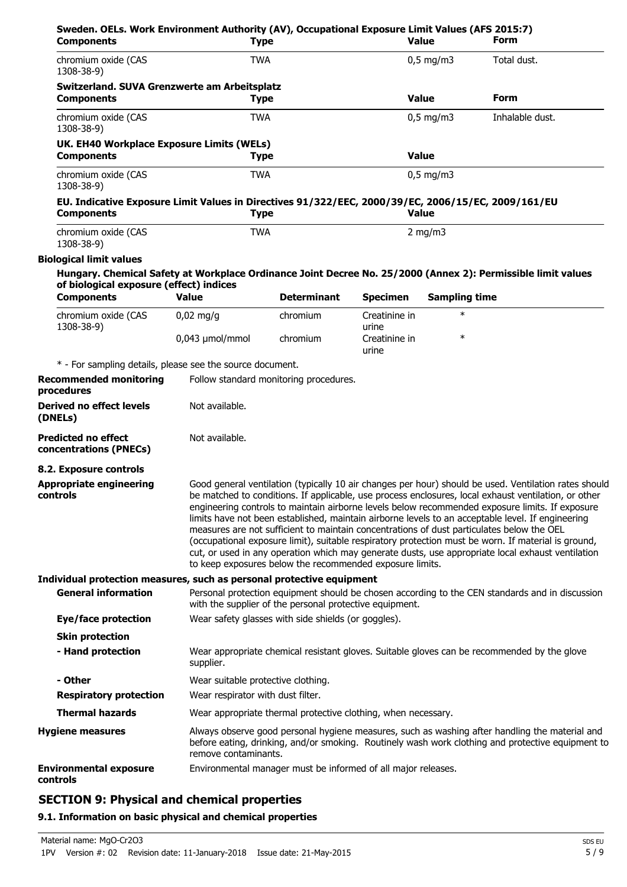**Sweden. OELs. Work Environment Authority (AV), Occupational Exposure Limit Values (AFS 2015:7)**

| Components | Type | Value | Form |
|---|---|---|---|
| chromium oxide (CAS 1308-38-9) | TWA | 0,5 mg/m3 | Total dust. |

**Switzerland. SUVA Grenzwerte am Arbeitsplatz**

| Components | Type | Value | Form |
|---|---|---|---|
| chromium oxide (CAS 1308-38-9) | TWA | 0,5 mg/m3 | Inhalable dust. |

**UK. EH40 Workplace Exposure Limits (WELs)**

| Components | Type | Value |
|---|---|---|
| chromium oxide (CAS 1308-38-9) | TWA | 0,5 mg/m3 |

**EU. Indicative Exposure Limit Values in Directives 91/322/EEC, 2000/39/EC, 2006/15/EC, 2009/161/EU**

| Components | Type | Value |
|---|---|---|
| chromium oxide (CAS 1308-38-9) | TWA | 2 mg/m3 |

**Biological limit values**

**Hungary. Chemical Safety at Workplace Ordinance Joint Decree No. 25/2000 (Annex 2): Permissible limit values of biological exposure (effect) indices**

| Components | Value | Determinant | Specimen | Sampling time |
|---|---|---|---|---|
| chromium oxide (CAS 1308-38-9) | 0,02 mg/g | chromium | Creatinine in urine | * |
| | 0,043 µmol/mmol | chromium | Creatinine in urine | * |

\* - For sampling details, please see the source document.

**Recommended monitoring procedures** Follow standard monitoring procedures.

**Derived no effect levels (DNELs)** Not available.

**Predicted no effect concentrations (PNECs)** Not available.

**8.2. Exposure controls**

**Appropriate engineering controls** Good general ventilation (typically 10 air changes per hour) should be used. Ventilation rates should be matched to conditions. If applicable, use process enclosures, local exhaust ventilation, or other engineering controls to maintain airborne levels below recommended exposure limits. If exposure limits have not been established, maintain airborne levels to an acceptable level. If engineering measures are not sufficient to maintain concentrations of dust particulates below the OEL (occupational exposure limit), suitable respiratory protection must be worn. If material is ground, cut, or used in any operation which may generate dusts, use appropriate local exhaust ventilation to keep exposures below the recommended exposure limits.

**Individual protection measures, such as personal protective equipment**

**General information** Personal protection equipment should be chosen according to the CEN standards and in discussion with the supplier of the personal protective equipment.

**Eye/face protection** Wear safety glasses with side shields (or goggles).

**Skin protection**

**- Hand protection** Wear appropriate chemical resistant gloves. Suitable gloves can be recommended by the glove supplier.

**- Other** Wear suitable protective clothing.

**Respiratory protection** Wear respirator with dust filter.

**Thermal hazards** Wear appropriate thermal protective clothing, when necessary.

**Hygiene measures** Always observe good personal hygiene measures, such as washing after handling the material and before eating, drinking, and/or smoking. Routinely wash work clothing and protective equipment to remove contaminants.

**Environmental exposure controls** Environmental manager must be informed of all major releases.

## SECTION 9: Physical and chemical properties

### 9.1. Information on basic physical and chemical properties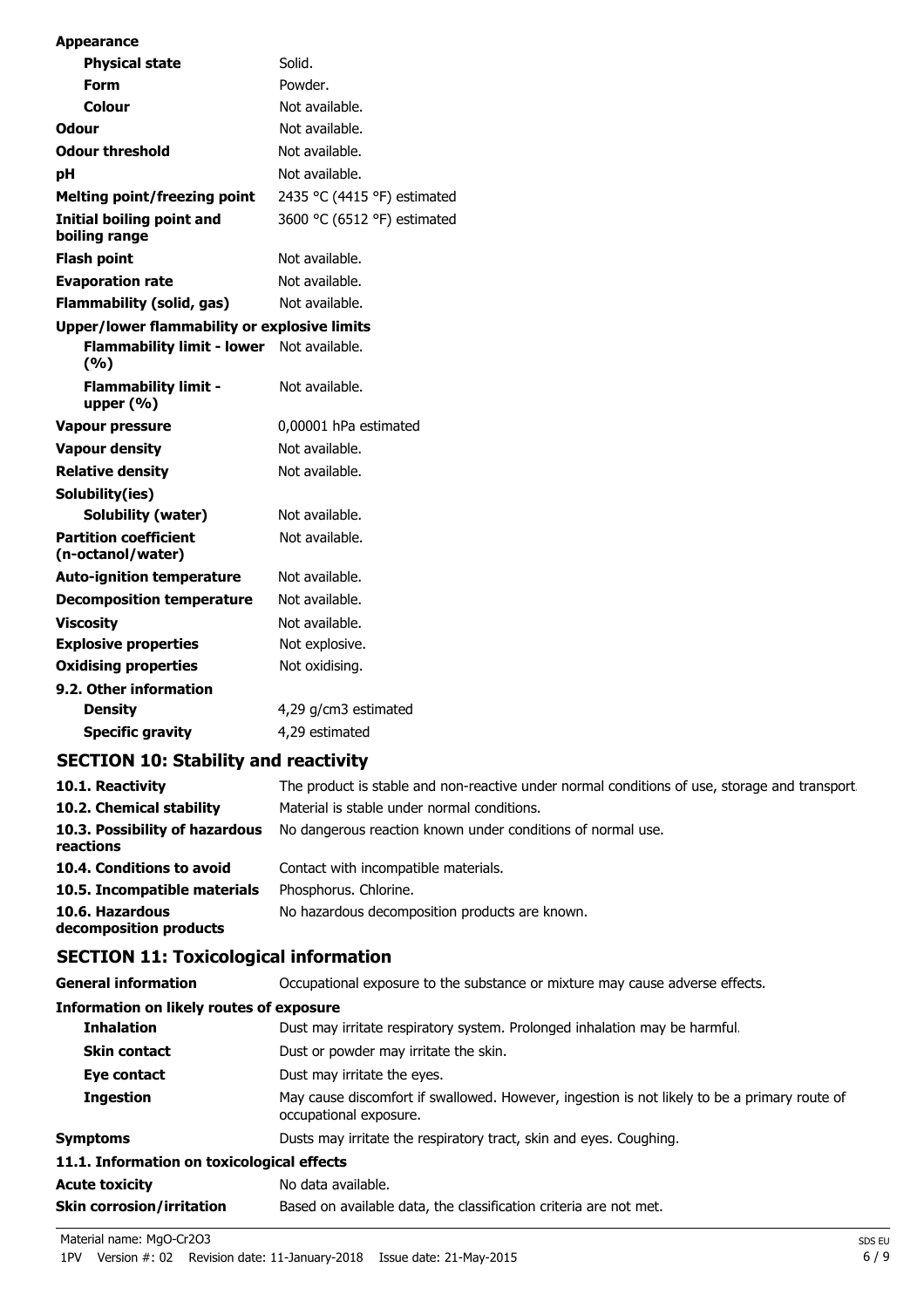| | |
|---|---|
| **Appearance** | |
| **Physical state** | Solid. |
| **Form** | Powder. |
| **Colour** | Not available. |
| **Odour** | Not available. |
| **Odour threshold** | Not available. |
| **pH** | Not available. |
| **Melting point/freezing point** | 2435 °C (4415 °F) estimated |
| **Initial boiling point and boiling range** | 3600 °C (6512 °F) estimated |
| **Flash point** | Not available. |
| **Evaporation rate** | Not available. |
| **Flammability (solid, gas)** | Not available. |
| **Upper/lower flammability or explosive limits** | |
| **Flammability limit - lower (%)** | Not available. |
| **Flammability limit - upper (%)** | Not available. |
| **Vapour pressure** | 0,00001 hPa estimated |
| **Vapour density** | Not available. |
| **Relative density** | Not available. |
| **Solubility(ies)** | |
| **Solubility (water)** | Not available. |
| **Partition coefficient (n-octanol/water)** | Not available. |
| **Auto-ignition temperature** | Not available. |
| **Decomposition temperature** | Not available. |
| **Viscosity** | Not available. |
| **Explosive properties** | Not explosive. |
| **Oxidising properties** | Not oxidising. |
| **9.2. Other information** | |
| **Density** | 4,29 g/cm3 estimated |
| **Specific gravity** | 4,29 estimated |

## SECTION 10: Stability and reactivity

| | |
|---|---|
| **10.1. Reactivity** | The product is stable and non-reactive under normal conditions of use, storage and transport. |
| **10.2. Chemical stability** | Material is stable under normal conditions. |
| **10.3. Possibility of hazardous reactions** | No dangerous reaction known under conditions of normal use. |
| **10.4. Conditions to avoid** | Contact with incompatible materials. |
| **10.5. Incompatible materials** | Phosphorus. Chlorine. |
| **10.6. Hazardous decomposition products** | No hazardous decomposition products are known. |

## SECTION 11: Toxicological information

| | |
|---|---|
| **General information** | Occupational exposure to the substance or mixture may cause adverse effects. |
| **Information on likely routes of exposure** | |
| **Inhalation** | Dust may irritate respiratory system. Prolonged inhalation may be harmful. |
| **Skin contact** | Dust or powder may irritate the skin. |
| **Eye contact** | Dust may irritate the eyes. |
| **Ingestion** | May cause discomfort if swallowed. However, ingestion is not likely to be a primary route of occupational exposure. |
| **Symptoms** | Dusts may irritate the respiratory tract, skin and eyes. Coughing. |
| **11.1. Information on toxicological effects** | |
| **Acute toxicity** | No data available. |
| **Skin corrosion/irritation** | Based on available data, the classification criteria are not met. |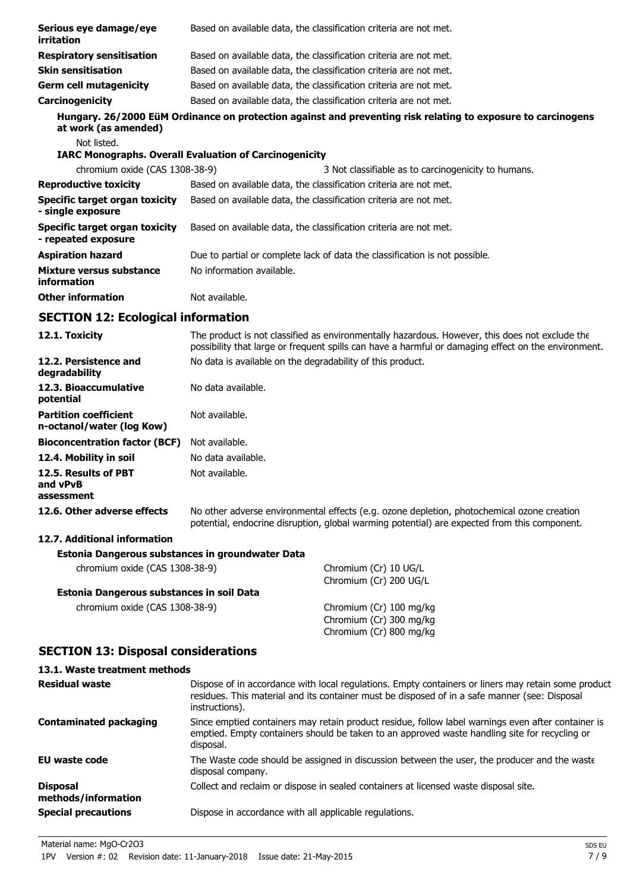| | |
|---|---|
| **Serious eye damage/eye irritation** | Based on available data, the classification criteria are not met. |
| **Respiratory sensitisation** | Based on available data, the classification criteria are not met. |
| **Skin sensitisation** | Based on available data, the classification criteria are not met. |
| **Germ cell mutagenicity** | Based on available data, the classification criteria are not met. |
| **Carcinogenicity** | Based on available data, the classification criteria are not met. |

**Hungary. 26/2000 EüM Ordinance on protection against and preventing risk relating to exposure to carcinogens at work (as amended)**

Not listed.

**IARC Monographs. Overall Evaluation of Carcinogenicity**

| | |
|---|---|
| chromium oxide (CAS 1308-38-9) | 3 Not classifiable as to carcinogenicity to humans. |

| | |
|---|---|
| **Reproductive toxicity** | Based on available data, the classification criteria are not met. |
| **Specific target organ toxicity - single exposure** | Based on available data, the classification criteria are not met. |
| **Specific target organ toxicity - repeated exposure** | Based on available data, the classification criteria are not met. |
| **Aspiration hazard** | Due to partial or complete lack of data the classification is not possible. |
| **Mixture versus substance information** | No information available. |
| **Other information** | Not available. |

## SECTION 12: Ecological information

| | |
|---|---|
| **12.1. Toxicity** | The product is not classified as environmentally hazardous. However, this does not exclude the possibility that large or frequent spills can have a harmful or damaging effect on the environment. |
| **12.2. Persistence and degradability** | No data is available on the degradability of this product. |
| **12.3. Bioaccumulative potential** | No data available. |
| **Partition coefficient n-octanol/water (log Kow)** | Not available. |
| **Bioconcentration factor (BCF)** | Not available. |
| **12.4. Mobility in soil** | No data available. |
| **12.5. Results of PBT and vPvB assessment** | Not available. |
| **12.6. Other adverse effects** | No other adverse environmental effects (e.g. ozone depletion, photochemical ozone creation potential, endocrine disruption, global warming potential) are expected from this component. |

**12.7. Additional information**

**Estonia Dangerous substances in groundwater Data**

| | |
|---|---|
| chromium oxide (CAS 1308-38-9) | Chromium (Cr) 10 UG/L<br>Chromium (Cr) 200 UG/L |

**Estonia Dangerous substances in soil Data**

| | |
|---|---|
| chromium oxide (CAS 1308-38-9) | Chromium (Cr) 100 mg/kg<br>Chromium (Cr) 300 mg/kg<br>Chromium (Cr) 800 mg/kg |

## SECTION 13: Disposal considerations

**13.1. Waste treatment methods**

| | |
|---|---|
| **Residual waste** | Dispose of in accordance with local regulations. Empty containers or liners may retain some product residues. This material and its container must be disposed of in a safe manner (see: Disposal instructions). |
| **Contaminated packaging** | Since emptied containers may retain product residue, follow label warnings even after container is emptied. Empty containers should be taken to an approved waste handling site for recycling or disposal. |
| **EU waste code** | The Waste code should be assigned in discussion between the user, the producer and the waste disposal company. |
| **Disposal methods/information** | Collect and reclaim or dispose in sealed containers at licensed waste disposal site. |
| **Special precautions** | Dispose in accordance with all applicable regulations. |

Material name: MgO-Cr2O3
1PV Version #: 02 Revision date: 11-January-2018 Issue date: 21-May-2015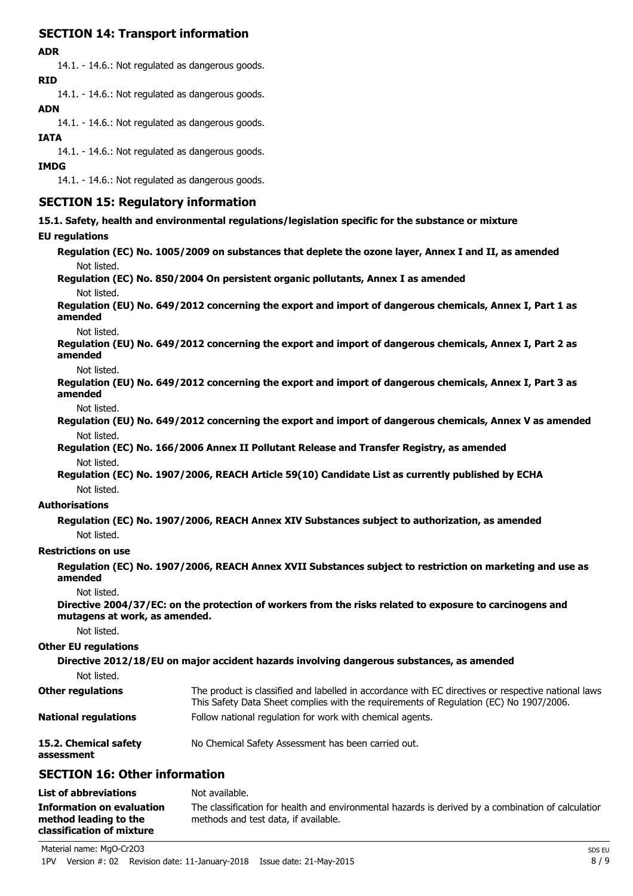## SECTION 14: Transport information

**ADR**

14.1. - 14.6.: Not regulated as dangerous goods.

**RID**

14.1. - 14.6.: Not regulated as dangerous goods.

**ADN**

14.1. - 14.6.: Not regulated as dangerous goods.

**IATA**

14.1. - 14.6.: Not regulated as dangerous goods.

**IMDG**

14.1. - 14.6.: Not regulated as dangerous goods.

## SECTION 15: Regulatory information

**15.1. Safety, health and environmental regulations/legislation specific for the substance or mixture**

**EU regulations**

**Regulation (EC) No. 1005/2009 on substances that deplete the ozone layer, Annex I and II, as amended**

Not listed.

**Regulation (EC) No. 850/2004 On persistent organic pollutants, Annex I as amended**

Not listed.

**Regulation (EU) No. 649/2012 concerning the export and import of dangerous chemicals, Annex I, Part 1 as amended**

Not listed.

**Regulation (EU) No. 649/2012 concerning the export and import of dangerous chemicals, Annex I, Part 2 as amended**

Not listed.

**Regulation (EU) No. 649/2012 concerning the export and import of dangerous chemicals, Annex I, Part 3 as amended**

Not listed.

**Regulation (EU) No. 649/2012 concerning the export and import of dangerous chemicals, Annex V as amended**

Not listed.

**Regulation (EC) No. 166/2006 Annex II Pollutant Release and Transfer Registry, as amended**

Not listed.

**Regulation (EC) No. 1907/2006, REACH Article 59(10) Candidate List as currently published by ECHA**

Not listed.

**Authorisations**

**Regulation (EC) No. 1907/2006, REACH Annex XIV Substances subject to authorization, as amended**

Not listed.

**Restrictions on use**

**Regulation (EC) No. 1907/2006, REACH Annex XVII Substances subject to restriction on marketing and use as amended**

Not listed.

**Directive 2004/37/EC: on the protection of workers from the risks related to exposure to carcinogens and mutagens at work, as amended.**

Not listed.

**Other EU regulations**

**Directive 2012/18/EU on major accident hazards involving dangerous substances, as amended**

Not listed.

**Other regulations** The product is classified and labelled in accordance with EC directives or respective national laws. This Safety Data Sheet complies with the requirements of Regulation (EC) No 1907/2006.

**National regulations** Follow national regulation for work with chemical agents.

**15.2. Chemical safety assessment** No Chemical Safety Assessment has been carried out.

## SECTION 16: Other information

**List of abbreviations** Not available.

**Information on evaluation method leading to the classification of mixture** The classification for health and environmental hazards is derived by a combination of calculation methods and test data, if available.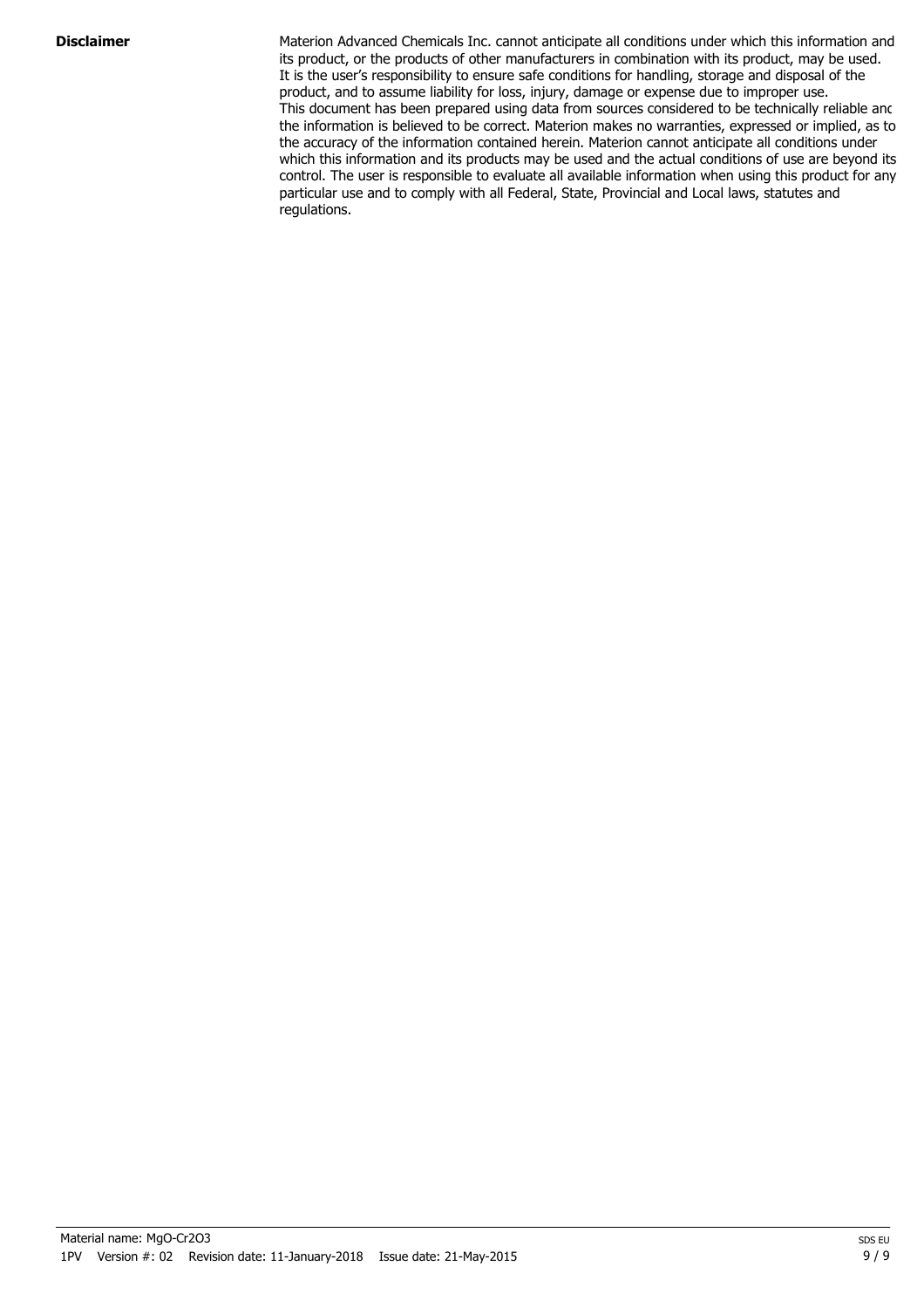**Disclaimer**

Materion Advanced Chemicals Inc. cannot anticipate all conditions under which this information and its product, or the products of other manufacturers in combination with its product, may be used. It is the user's responsibility to ensure safe conditions for handling, storage and disposal of the product, and to assume liability for loss, injury, damage or expense due to improper use. This document has been prepared using data from sources considered to be technically reliable and the information is believed to be correct. Materion makes no warranties, expressed or implied, as to the accuracy of the information contained herein. Materion cannot anticipate all conditions under which this information and its products may be used and the actual conditions of use are beyond its control. The user is responsible to evaluate all available information when using this product for any particular use and to comply with all Federal, State, Provincial and Local laws, statutes and regulations.